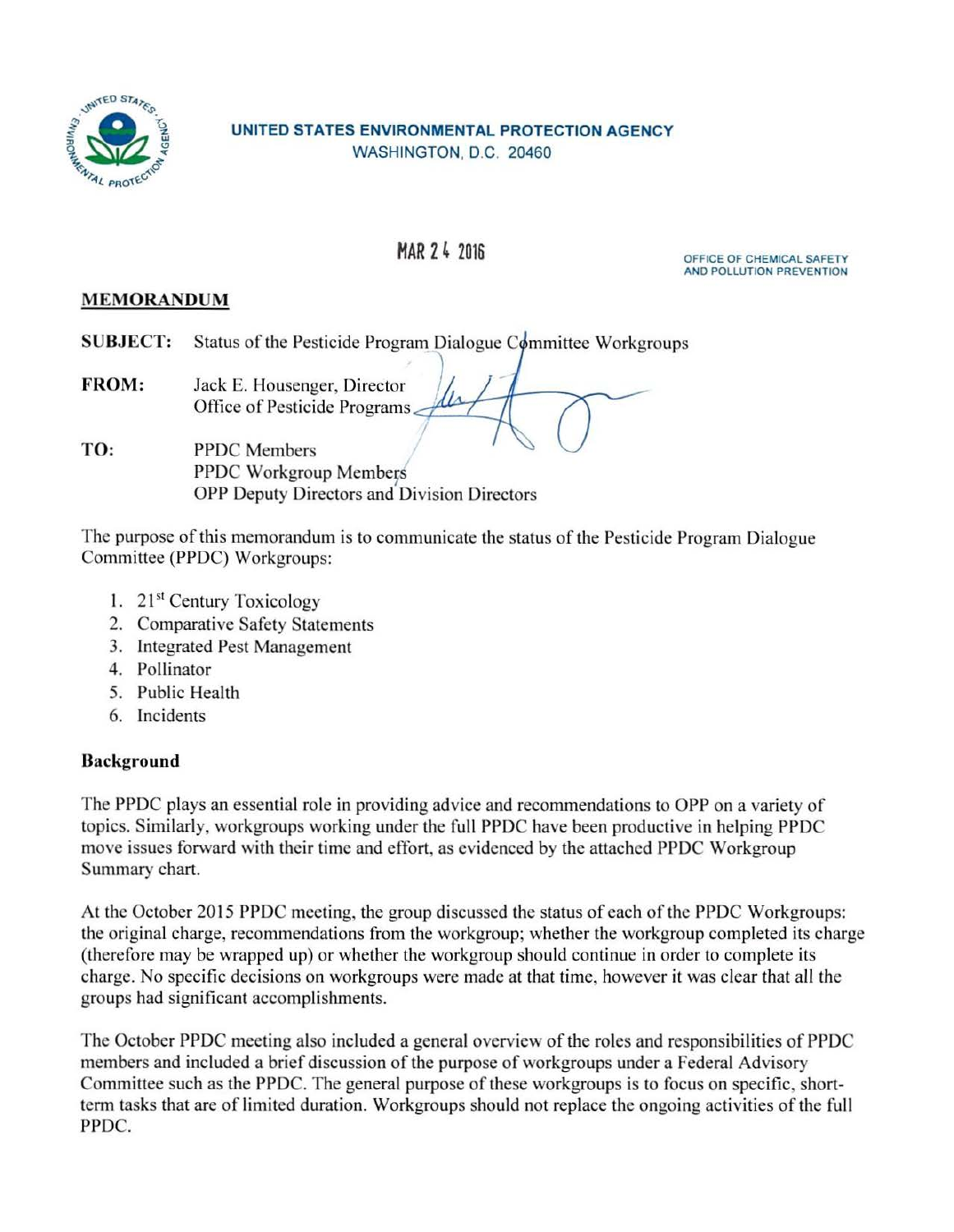**UNITED STATES ENVIRONMENTAL PROTECTION AGENCY**
WASHINGTON, D.C. 20460

MAR 24 2016

OFFICE OF CHEMICAL SAFETY AND POLLUTION PREVENTION

## MEMORANDUM

**SUBJECT:** Status of the Pesticide Program Dialogue Committee Workgroups

**FROM:** Jack E. Housenger, Director
Office of Pesticide Programs

**TO:** PPDC Members
PPDC Workgroup Members
OPP Deputy Directors and Division Directors

The purpose of this memorandum is to communicate the status of the Pesticide Program Dialogue Committee (PPDC) Workgroups:

1. 21st Century Toxicology
2. Comparative Safety Statements
3. Integrated Pest Management
4. Pollinator
5. Public Health
6. Incidents

### Background

The PPDC plays an essential role in providing advice and recommendations to OPP on a variety of topics. Similarly, workgroups working under the full PPDC have been productive in helping PPDC move issues forward with their time and effort, as evidenced by the attached PPDC Workgroup Summary chart.

At the October 2015 PPDC meeting, the group discussed the status of each of the PPDC Workgroups: the original charge, recommendations from the workgroup; whether the workgroup completed its charge (therefore may be wrapped up) or whether the workgroup should continue in order to complete its charge. No specific decisions on workgroups were made at that time, however it was clear that all the groups had significant accomplishments.

The October PPDC meeting also included a general overview of the roles and responsibilities of PPDC members and included a brief discussion of the purpose of workgroups under a Federal Advisory Committee such as the PPDC. The general purpose of these workgroups is to focus on specific, short-term tasks that are of limited duration. Workgroups should not replace the ongoing activities of the full PPDC.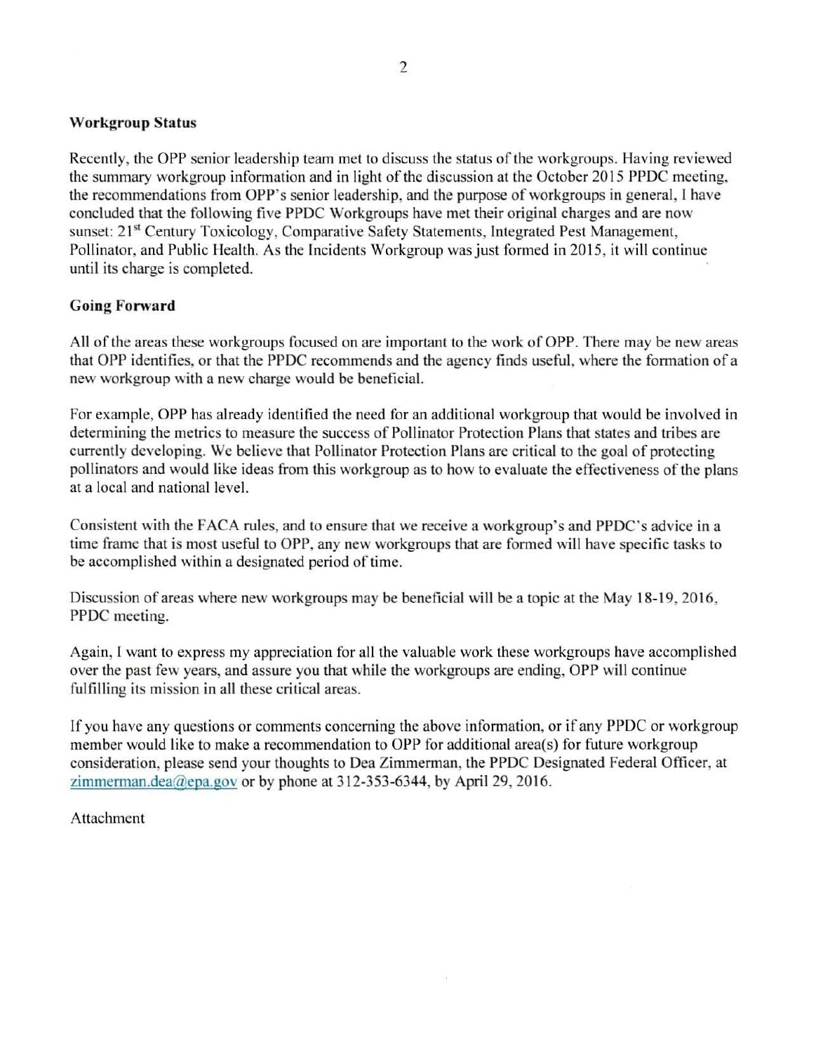**Workgroup Status**

Recently, the OPP senior leadership team met to discuss the status of the workgroups. Having reviewed the summary workgroup information and in light of the discussion at the October 2015 PPDC meeting, the recommendations from OPP's senior leadership, and the purpose of workgroups in general, I have concluded that the following five PPDC Workgroups have met their original charges and are now sunset: 21st Century Toxicology, Comparative Safety Statements, Integrated Pest Management, Pollinator, and Public Health. As the Incidents Workgroup was just formed in 2015, it will continue until its charge is completed.

**Going Forward**

All of the areas these workgroups focused on are important to the work of OPP. There may be new areas that OPP identifies, or that the PPDC recommends and the agency finds useful, where the formation of a new workgroup with a new charge would be beneficial.

For example, OPP has already identified the need for an additional workgroup that would be involved in determining the metrics to measure the success of Pollinator Protection Plans that states and tribes are currently developing. We believe that Pollinator Protection Plans are critical to the goal of protecting pollinators and would like ideas from this workgroup as to how to evaluate the effectiveness of the plans at a local and national level.

Consistent with the FACA rules, and to ensure that we receive a workgroup's and PPDC's advice in a time frame that is most useful to OPP, any new workgroups that are formed will have specific tasks to be accomplished within a designated period of time.

Discussion of areas where new workgroups may be beneficial will be a topic at the May 18-19, 2016, PPDC meeting.

Again, I want to express my appreciation for all the valuable work these workgroups have accomplished over the past few years, and assure you that while the workgroups are ending, OPP will continue fulfilling its mission in all these critical areas.

If you have any questions or comments concerning the above information, or if any PPDC or workgroup member would like to make a recommendation to OPP for additional area(s) for future workgroup consideration, please send your thoughts to Dea Zimmerman, the PPDC Designated Federal Officer, at zimmerman.dea@epa.gov or by phone at 312-353-6344, by April 29, 2016.

Attachment